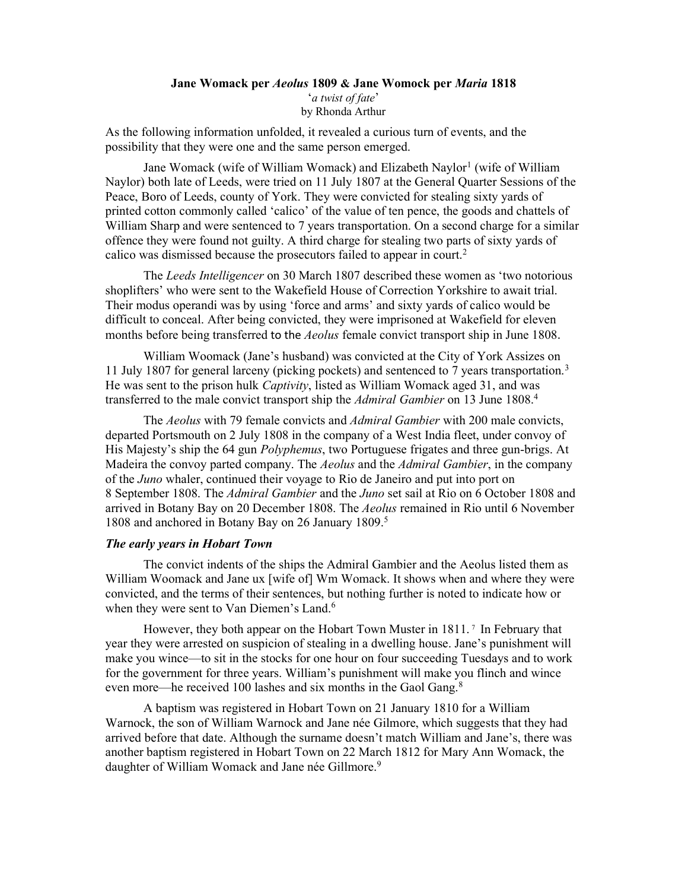**Jane Womack per *Aeolus* 1809 & Jane Womock per *Maria* 1818**

'*a twist of fate*'

by Rhonda Arthur

As the following information unfolded, it revealed a curious turn of events, and the possibility that they were one and the same person emerged.

Jane Womack (wife of William Womack) and Elizabeth Naylor[1] (wife of William Naylor) both late of Leeds, were tried on 11 July 1807 at the General Quarter Sessions of the Peace, Boro of Leeds, county of York. They were convicted for stealing sixty yards of printed cotton commonly called 'calico' of the value of ten pence, the goods and chattels of William Sharp and were sentenced to 7 years transportation. On a second charge for a similar offence they were found not guilty. A third charge for stealing two parts of sixty yards of calico was dismissed because the prosecutors failed to appear in court.[2]

The *Leeds Intelligencer* on 30 March 1807 described these women as 'two notorious shoplifters' who were sent to the Wakefield House of Correction Yorkshire to await trial. Their modus operandi was by using 'force and arms' and sixty yards of calico would be difficult to conceal. After being convicted, they were imprisoned at Wakefield for eleven months before being transferred to the *Aeolus* female convict transport ship in June 1808.

William Woomack (Jane's husband) was convicted at the City of York Assizes on 11 July 1807 for general larceny (picking pockets) and sentenced to 7 years transportation.[3] He was sent to the prison hulk *Captivity*, listed as William Womack aged 31, and was transferred to the male convict transport ship the *Admiral Gambier* on 13 June 1808.[4]

The *Aeolus* with 79 female convicts and *Admiral Gambier* with 200 male convicts, departed Portsmouth on 2 July 1808 in the company of a West India fleet, under convoy of His Majesty's ship the 64 gun *Polyphemus*, two Portuguese frigates and three gun-brigs. At Madeira the convoy parted company. The *Aeolus* and the *Admiral Gambier*, in the company of the *Juno* whaler, continued their voyage to Rio de Janeiro and put into port on 8 September 1808. The *Admiral Gambier* and the *Juno* set sail at Rio on 6 October 1808 and arrived in Botany Bay on 20 December 1808. The *Aeolus* remained in Rio until 6 November 1808 and anchored in Botany Bay on 26 January 1809.[5]

### *The early years in Hobart Town*

The convict indents of the ships the Admiral Gambier and the Aeolus listed them as William Woomack and Jane ux [wife of] Wm Womack. It shows when and where they were convicted, and the terms of their sentences, but nothing further is noted to indicate how or when they were sent to Van Diemen's Land.[6]

However, they both appear on the Hobart Town Muster in 1811.[7] In February that year they were arrested on suspicion of stealing in a dwelling house. Jane's punishment will make you wince—to sit in the stocks for one hour on four succeeding Tuesdays and to work for the government for three years. William's punishment will make you flinch and wince even more—he received 100 lashes and six months in the Gaol Gang.[8]

A baptism was registered in Hobart Town on 21 January 1810 for a William Warnock, the son of William Warnock and Jane née Gilmore, which suggests that they had arrived before that date. Although the surname doesn't match William and Jane's, there was another baptism registered in Hobart Town on 22 March 1812 for Mary Ann Womack, the daughter of William Womack and Jane née Gillmore.[9]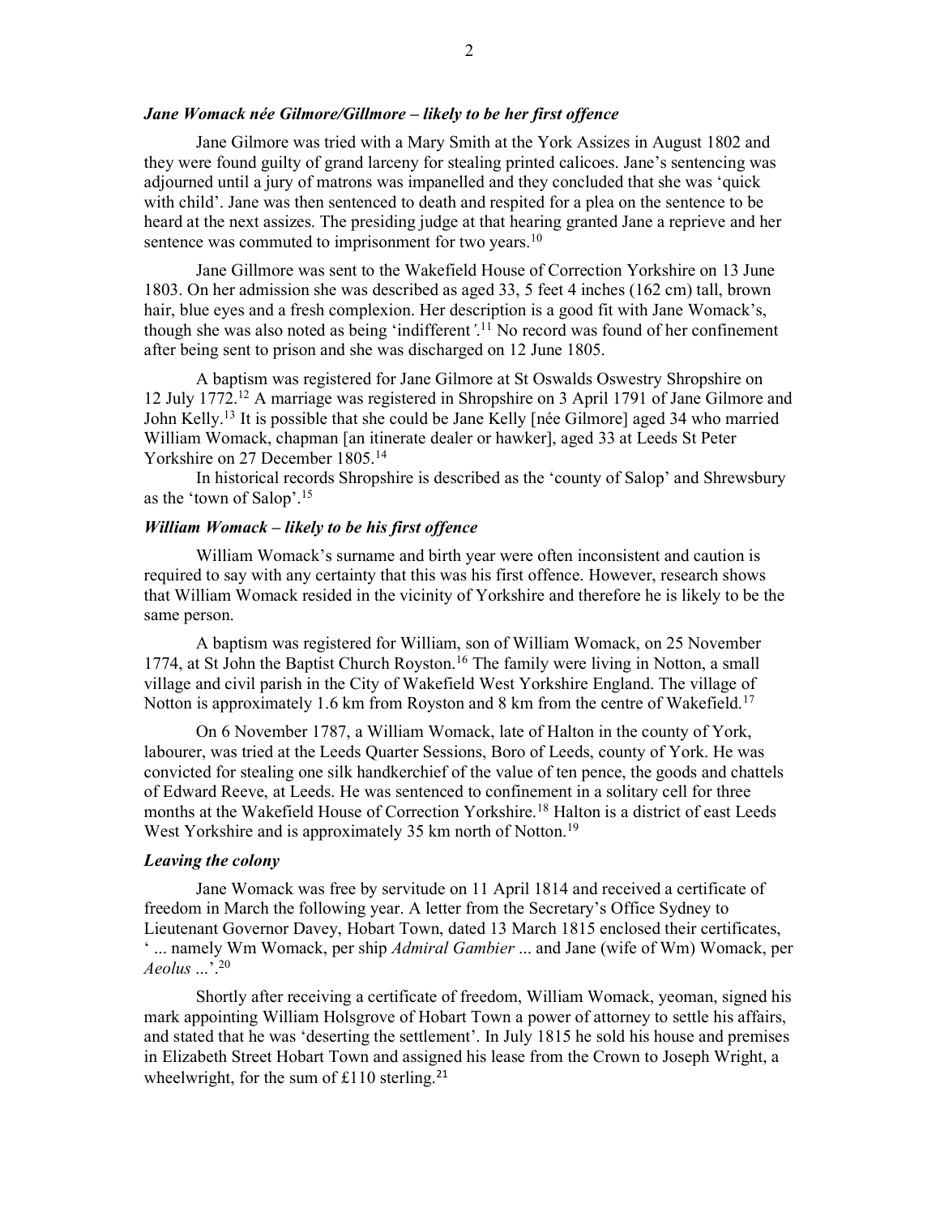### *Jane Womack née Gilmore/Gillmore – likely to be her first offence*

Jane Gilmore was tried with a Mary Smith at the York Assizes in August 1802 and they were found guilty of grand larceny for stealing printed calicoes. Jane's sentencing was adjourned until a jury of matrons was impanelled and they concluded that she was 'quick with child'. Jane was then sentenced to death and respited for a plea on the sentence to be heard at the next assizes. The presiding judge at that hearing granted Jane a reprieve and her sentence was commuted to imprisonment for two years.[10]

Jane Gillmore was sent to the Wakefield House of Correction Yorkshire on 13 June 1803. On her admission she was described as aged 33, 5 feet 4 inches (162 cm) tall, brown hair, blue eyes and a fresh complexion. Her description is a good fit with Jane Womack's, though she was also noted as being 'indifferent'.[11] No record was found of her confinement after being sent to prison and she was discharged on 12 June 1805.

A baptism was registered for Jane Gilmore at St Oswalds Oswestry Shropshire on 12 July 1772.[12] A marriage was registered in Shropshire on 3 April 1791 of Jane Gilmore and John Kelly.[13] It is possible that she could be Jane Kelly [née Gilmore] aged 34 who married William Womack, chapman [an itinerate dealer or hawker], aged 33 at Leeds St Peter Yorkshire on 27 December 1805.[14]

In historical records Shropshire is described as the 'county of Salop' and Shrewsbury as the 'town of Salop'.[15]

### *William Womack – likely to be his first offence*

William Womack's surname and birth year were often inconsistent and caution is required to say with any certainty that this was his first offence. However, research shows that William Womack resided in the vicinity of Yorkshire and therefore he is likely to be the same person.

A baptism was registered for William, son of William Womack, on 25 November 1774, at St John the Baptist Church Royston.[16] The family were living in Notton, a small village and civil parish in the City of Wakefield West Yorkshire England. The village of Notton is approximately 1.6 km from Royston and 8 km from the centre of Wakefield.[17]

On 6 November 1787, a William Womack, late of Halton in the county of York, labourer, was tried at the Leeds Quarter Sessions, Boro of Leeds, county of York. He was convicted for stealing one silk handkerchief of the value of ten pence, the goods and chattels of Edward Reeve, at Leeds. He was sentenced to confinement in a solitary cell for three months at the Wakefield House of Correction Yorkshire.[18] Halton is a district of east Leeds West Yorkshire and is approximately 35 km north of Notton.[19]

### *Leaving the colony*

Jane Womack was free by servitude on 11 April 1814 and received a certificate of freedom in March the following year. A letter from the Secretary's Office Sydney to Lieutenant Governor Davey, Hobart Town, dated 13 March 1815 enclosed their certificates, ' ... namely Wm Womack, per ship *Admiral Gambier* ... and Jane (wife of Wm) Womack, per *Aeolus* ...'.[20]

Shortly after receiving a certificate of freedom, William Womack, yeoman, signed his mark appointing William Holsgrove of Hobart Town a power of attorney to settle his affairs, and stated that he was 'deserting the settlement'. In July 1815 he sold his house and premises in Elizabeth Street Hobart Town and assigned his lease from the Crown to Joseph Wright, a wheelwright, for the sum of £110 sterling.[21]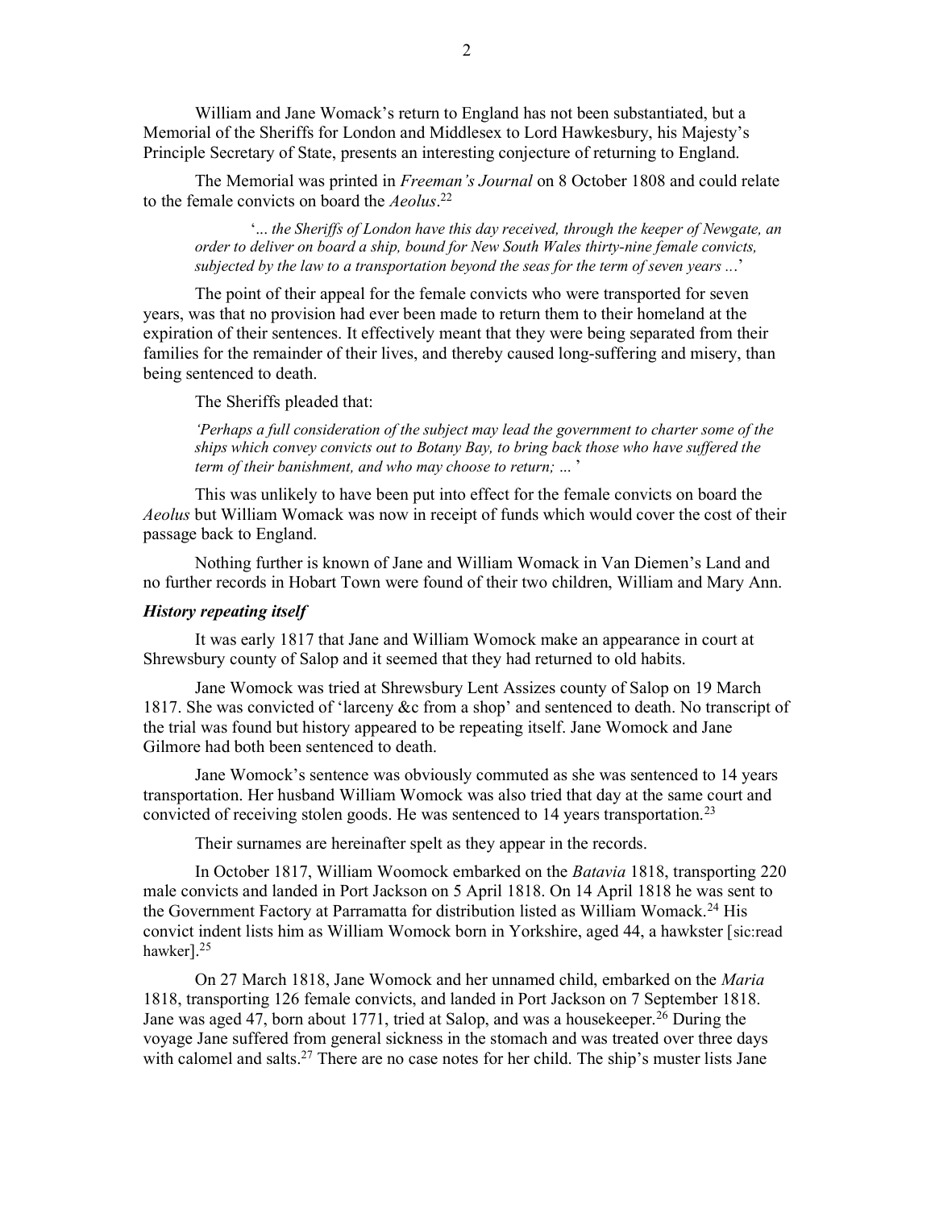William and Jane Womack's return to England has not been substantiated, but a Memorial of the Sheriffs for London and Middlesex to Lord Hawkesbury, his Majesty's Principle Secretary of State, presents an interesting conjecture of returning to England.

The Memorial was printed in *Freeman's Journal* on 8 October 1808 and could relate to the female convicts on board the *Aeolus*.[22]

> '*... the Sheriffs of London have this day received, through the keeper of Newgate, an order to deliver on board a ship, bound for New South Wales thirty-nine female convicts, subjected by the law to a transportation beyond the seas for the term of seven years ...*'

The point of their appeal for the female convicts who were transported for seven years, was that no provision had ever been made to return them to their homeland at the expiration of their sentences. It effectively meant that they were being separated from their families for the remainder of their lives, and thereby caused long-suffering and misery, than being sentenced to death.

The Sheriffs pleaded that:

> *'Perhaps a full consideration of the subject may lead the government to charter some of the ships which convey convicts out to Botany Bay, to bring back those who have suffered the term of their banishment, and who may choose to return; ... '*

This was unlikely to have been put into effect for the female convicts on board the *Aeolus* but William Womack was now in receipt of funds which would cover the cost of their passage back to England.

Nothing further is known of Jane and William Womack in Van Diemen's Land and no further records in Hobart Town were found of their two children, William and Mary Ann.

### *History repeating itself*

It was early 1817 that Jane and William Womock make an appearance in court at Shrewsbury county of Salop and it seemed that they had returned to old habits.

Jane Womock was tried at Shrewsbury Lent Assizes county of Salop on 19 March 1817. She was convicted of 'larceny &c from a shop' and sentenced to death. No transcript of the trial was found but history appeared to be repeating itself. Jane Womock and Jane Gilmore had both been sentenced to death.

Jane Womock's sentence was obviously commuted as she was sentenced to 14 years transportation. Her husband William Womock was also tried that day at the same court and convicted of receiving stolen goods. He was sentenced to 14 years transportation.[23]

Their surnames are hereinafter spelt as they appear in the records.

In October 1817, William Woomock embarked on the *Batavia* 1818, transporting 220 male convicts and landed in Port Jackson on 5 April 1818. On 14 April 1818 he was sent to the Government Factory at Parramatta for distribution listed as William Womack.[24] His convict indent lists him as William Womock born in Yorkshire, aged 44, a hawkster [sic:read hawker].[25]

On 27 March 1818, Jane Womock and her unnamed child, embarked on the *Maria* 1818, transporting 126 female convicts, and landed in Port Jackson on 7 September 1818. Jane was aged 47, born about 1771, tried at Salop, and was a housekeeper.[26] During the voyage Jane suffered from general sickness in the stomach and was treated over three days with calomel and salts.[27] There are no case notes for her child. The ship's muster lists Jane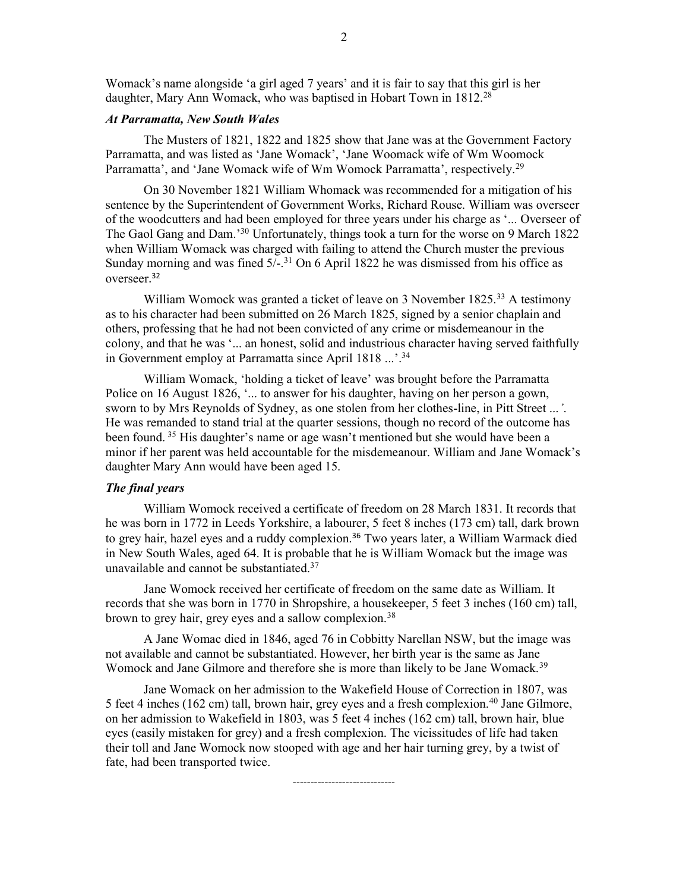Womack's name alongside 'a girl aged 7 years' and it is fair to say that this girl is her daughter, Mary Ann Womack, who was baptised in Hobart Town in 1812.[28]

### *At Parramatta, New South Wales*

The Musters of 1821, 1822 and 1825 show that Jane was at the Government Factory Parramatta, and was listed as 'Jane Womack', 'Jane Woomack wife of Wm Woomock Parramatta', and 'Jane Womack wife of Wm Womock Parramatta', respectively.[29]

On 30 November 1821 William Whomack was recommended for a mitigation of his sentence by the Superintendent of Government Works, Richard Rouse. William was overseer of the woodcutters and had been employed for three years under his charge as '... Overseer of The Gaol Gang and Dam.'[30] Unfortunately, things took a turn for the worse on 9 March 1822 when William Womack was charged with failing to attend the Church muster the previous Sunday morning and was fined 5/-.[31] On 6 April 1822 he was dismissed from his office as overseer.[32]

William Womock was granted a ticket of leave on 3 November 1825.[33] A testimony as to his character had been submitted on 26 March 1825, signed by a senior chaplain and others, professing that he had not been convicted of any crime or misdemeanour in the colony, and that he was '... an honest, solid and industrious character having served faithfully in Government employ at Parramatta since April 1818 ...'.[34]

William Womack, 'holding a ticket of leave' was brought before the Parramatta Police on 16 August 1826, '... to answer for his daughter, having on her person a gown, sworn to by Mrs Reynolds of Sydney, as one stolen from her clothes-line, in Pitt Street ...'. He was remanded to stand trial at the quarter sessions, though no record of the outcome has been found.[35] His daughter's name or age wasn't mentioned but she would have been a minor if her parent was held accountable for the misdemeanour. William and Jane Womack's daughter Mary Ann would have been aged 15.

### *The final years*

William Womock received a certificate of freedom on 28 March 1831. It records that he was born in 1772 in Leeds Yorkshire, a labourer, 5 feet 8 inches (173 cm) tall, dark brown to grey hair, hazel eyes and a ruddy complexion.[36] Two years later, a William Warmack died in New South Wales, aged 64. It is probable that he is William Womack but the image was unavailable and cannot be substantiated.[37]

Jane Womock received her certificate of freedom on the same date as William. It records that she was born in 1770 in Shropshire, a housekeeper, 5 feet 3 inches (160 cm) tall, brown to grey hair, grey eyes and a sallow complexion.[38]

A Jane Womac died in 1846, aged 76 in Cobbitty Narellan NSW, but the image was not available and cannot be substantiated. However, her birth year is the same as Jane Womock and Jane Gilmore and therefore she is more than likely to be Jane Womack.[39]

Jane Womack on her admission to the Wakefield House of Correction in 1807, was 5 feet 4 inches (162 cm) tall, brown hair, grey eyes and a fresh complexion.[40] Jane Gilmore, on her admission to Wakefield in 1803, was 5 feet 4 inches (162 cm) tall, brown hair, blue eyes (easily mistaken for grey) and a fresh complexion. The vicissitudes of life had taken their toll and Jane Womock now stooped with age and her hair turning grey, by a twist of fate, had been transported twice.

-----------------------------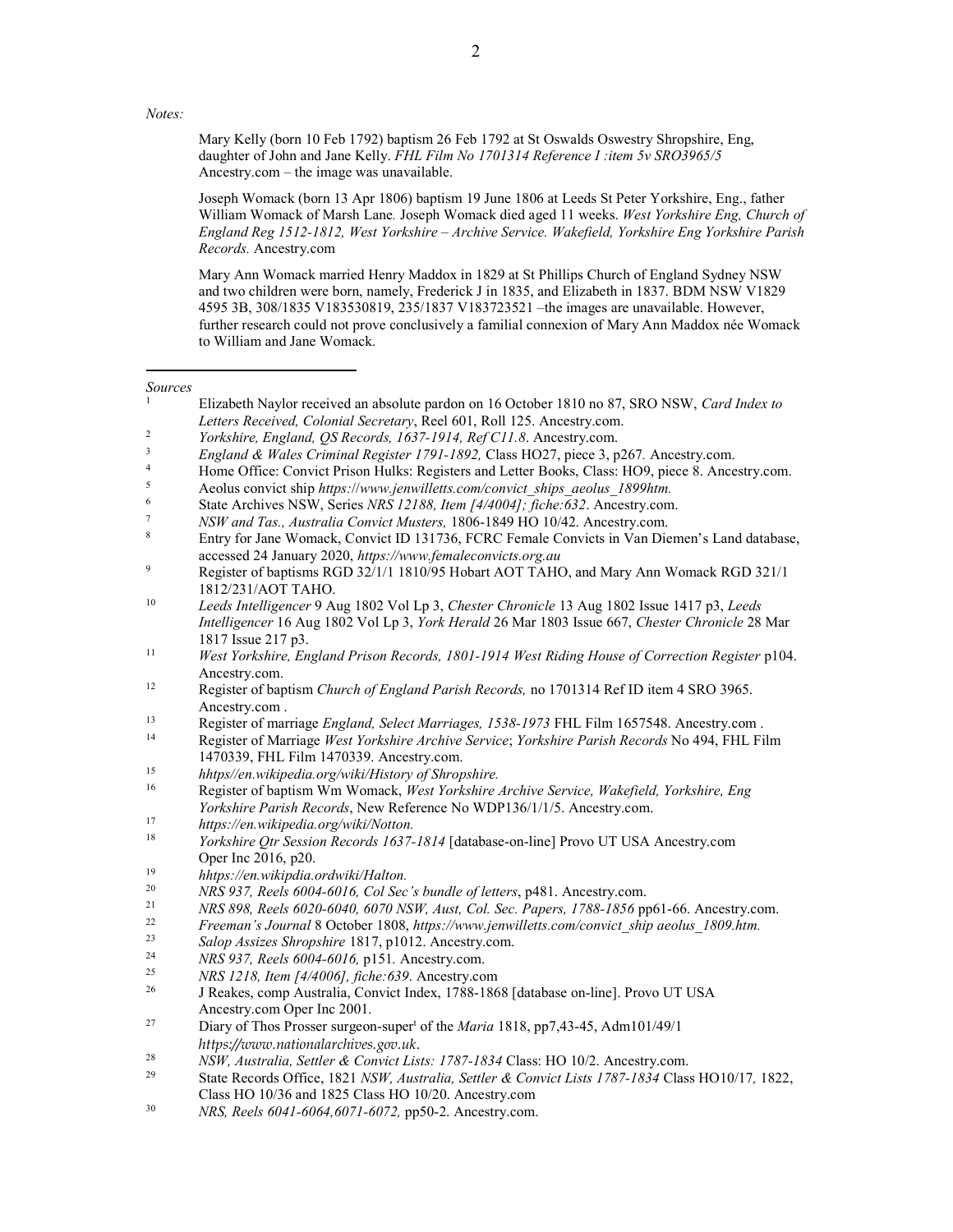*Notes:*

Mary Kelly (born 10 Feb 1792) baptism 26 Feb 1792 at St Oswalds Oswestry Shropshire, Eng, daughter of John and Jane Kelly. *FHL Film No 1701314 Reference I :item 5v SRO3965/5* Ancestry.com – the image was unavailable.

Joseph Womack (born 13 Apr 1806) baptism 19 June 1806 at Leeds St Peter Yorkshire, Eng., father William Womack of Marsh Lane. Joseph Womack died aged 11 weeks. *West Yorkshire Eng, Church of England Reg 1512-1812, West Yorkshire – Archive Service. Wakefield, Yorkshire Eng Yorkshire Parish Records.* Ancestry.com

Mary Ann Womack married Henry Maddox in 1829 at St Phillips Church of England Sydney NSW and two children were born, namely, Frederick J in 1835, and Elizabeth in 1837. BDM NSW V1829 4595 3B, 308/1835 V183530819, 235/1837 V183723521 –the images are unavailable. However, further research could not prove conclusively a familial connexion of Mary Ann Maddox née Womack to William and Jane Womack.

---

*Sources*

1. Elizabeth Naylor received an absolute pardon on 16 October 1810 no 87, SRO NSW, *Card Index to Letters Received, Colonial Secretary*, Reel 601, Roll 125. Ancestry.com.
2. *Yorkshire, England, QS Records, 1637-1914, Ref C11.8*. Ancestry.com.
3. *England & Wales Criminal Register 1791-1892,* Class HO27, piece 3, p267. Ancestry.com.
4. Home Office: Convict Prison Hulks: Registers and Letter Books, Class: HO9, piece 8. Ancestry.com.
5. Aeolus convict ship *https://www.jenwilletts.com/convict_ships_aeolus_1899htm.*
6. State Archives NSW, Series *NRS 12188, Item [4/4004]; fiche:632*. Ancestry.com.
7. *NSW and Tas., Australia Convict Musters,* 1806-1849 HO 10/42. Ancestry.com.
8. Entry for Jane Womack, Convict ID 131736, FCRC Female Convicts in Van Diemen's Land database, accessed 24 January 2020, *https://www.femaleconvicts.org.au*
9. Register of baptisms RGD 32/1/1 1810/95 Hobart AOT TAHO, and Mary Ann Womack RGD 321/1 1812/231/AOT TAHO.
10. *Leeds Intelligencer* 9 Aug 1802 Vol Lp 3, *Chester Chronicle* 13 Aug 1802 Issue 1417 p3, *Leeds Intelligencer* 16 Aug 1802 Vol Lp 3, *York Herald* 26 Mar 1803 Issue 667, *Chester Chronicle* 28 Mar 1817 Issue 217 p3.
11. *West Yorkshire, England Prison Records, 1801-1914 West Riding House of Correction Register* p104. Ancestry.com.
12. Register of baptism *Church of England Parish Records,* no 1701314 Ref ID item 4 SRO 3965. Ancestry.com .
13. Register of marriage *England, Select Marriages, 1538-1973* FHL Film 1657548. Ancestry.com .
14. Register of Marriage *West Yorkshire Archive Service*; *Yorkshire Parish Records* No 494, FHL Film 1470339, FHL Film 1470339. Ancestry.com.
15. *hhtps//en.wikipedia.org/wiki/History of Shropshire.*
16. Register of baptism Wm Womack, *West Yorkshire Archive Service, Wakefield, Yorkshire, Eng Yorkshire Parish Records*, New Reference No WDP136/1/1/5. Ancestry.com.
17. *https://en.wikipedia.org/wiki/Notton.*
18. *Yorkshire Qtr Session Records 1637-1814* [database-on-line] Provo UT USA Ancestry.com Oper Inc 2016, p20.
19. *hhtps://en.wikipdia.ordwiki/Halton.*
20. *NRS 937, Reels 6004-6016, Col Sec's bundle of letters*, p481. Ancestry.com.
21. *NRS 898, Reels 6020-6040, 6070 NSW, Aust, Col. Sec. Papers, 1788-1856* pp61-66. Ancestry.com.
22. *Freeman's Journal* 8 October 1808, *https://www.jenwilletts.com/convict_ship aeolus_1809.htm.*
23. *Salop Assizes Shropshire* 1817, p1012. Ancestry.com.
24. *NRS 937, Reels 6004-6016,* p151*.* Ancestry.com.
25. *NRS 1218, Item [4/4006], fiche:639*. Ancestry.com
26. J Reakes, comp Australia, Convict Index, 1788-1868 [database on-line]. Provo UT USA Ancestry.com Oper Inc 2001.
27. Diary of Thos Prosser surgeon-super[t] of the *Maria* 1818, pp7,43-45, Adm101/49/1 *https://www.nationalarchives.gov.uk*.
28. *NSW, Australia, Settler & Convict Lists: 1787-1834* Class: HO 10/2. Ancestry.com.
29. State Records Office, 1821 *NSW, Australia, Settler & Convict Lists 1787-1834* Class HO10/17*,* 1822, Class HO 10/36 and 1825 Class HO 10/20. Ancestry.com
30. *NRS, Reels 6041-6064,6071-6072,* pp50-2. Ancestry.com.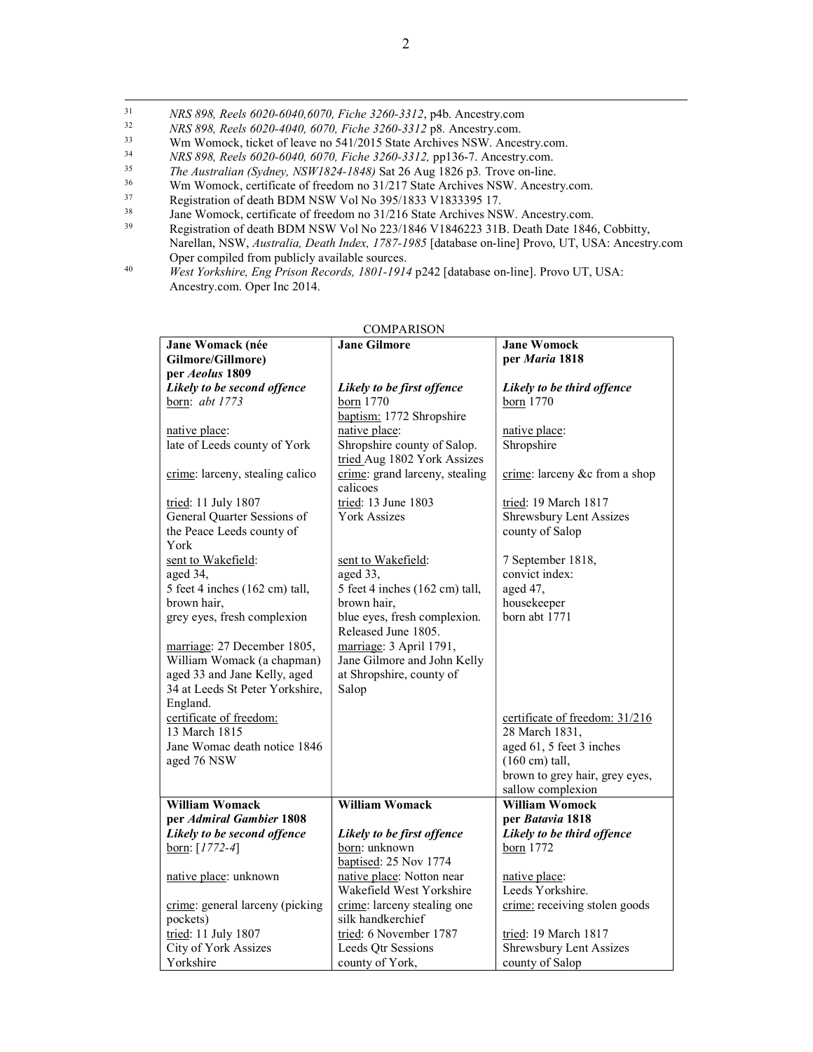[31] *NRS 898, Reels 6020-6040,6070, Fiche 3260-3312*, p4b. Ancestry.com

[32] *NRS 898, Reels 6020-4040, 6070, Fiche 3260-3312* p8. Ancestry.com.

[33] Wm Womock, ticket of leave no 541/2015 State Archives NSW. Ancestry.com.

[34] *NRS 898, Reels 6020-6040, 6070, Fiche 3260-3312,* pp136-7. Ancestry.com.

[35] *The Australian (Sydney, NSW1824-1848)* Sat 26 Aug 1826 p3*.* Trove on-line.

[36] Wm Womock, certificate of freedom no 31/217 State Archives NSW. Ancestry.com.

[37] Registration of death BDM NSW Vol No 395/1833 V1833395 17.

[38] Jane Womock, certificate of freedom no 31/216 State Archives NSW. Ancestry.com.

[39] Registration of death BDM NSW Vol No 223/1846 V1846223 31B. Death Date 1846, Cobbitty, Narellan, NSW, *Australia, Death Index, 1787-1985* [database on-line] Provo, UT, USA: Ancestry.com Oper compiled from publicly available sources.

[40] *West Yorkshire, Eng Prison Records, 1801-1914* p242 [database on-line]. Provo UT, USA: Ancestry.com. Oper Inc 2014.

COMPARISON

| **Jane Womack (née Gilmore/Gillmore) per *Aeolus* 1809** | **Jane Gilmore** | **Jane Womock per *Maria* 1818** |
|---|---|---|
| ***Likely to be second offence*** | ***Likely to be first offence*** | ***Likely to be third offence*** |
| born: *abt 1773* | born 1770<br>baptism: 1772 Shropshire | born 1770 |
| native place:<br>late of Leeds county of York | native place:<br>Shropshire county of Salop.<br>tried Aug 1802 York Assizes | native place:<br>Shropshire |
| crime: larceny, stealing calico | crime: grand larceny, stealing calicoes | crime: larceny &c from a shop |
| tried: 11 July 1807<br>General Quarter Sessions of the Peace Leeds county of York | tried: 13 June 1803<br>York Assizes | tried: 19 March 1817<br>Shrewsbury Lent Assizes county of Salop |
| sent to Wakefield:<br>aged 34,<br>5 feet 4 inches (162 cm) tall,<br>brown hair,<br>grey eyes, fresh complexion | sent to Wakefield:<br>aged 33,<br>5 feet 4 inches (162 cm) tall,<br>brown hair,<br>blue eyes, fresh complexion.<br>Released June 1805. | 7 September 1818,<br>convict index:<br>aged 47,<br>housekeeper<br>born abt 1771 |
| marriage: 27 December 1805, William Womack (a chapman) aged 33 and Jane Kelly, aged 34 at Leeds St Peter Yorkshire, England. | marriage: 3 April 1791, Jane Gilmore and John Kelly at Shropshire, county of Salop | |
| certificate of freedom:<br>13 March 1815<br>Jane Womac death notice 1846 aged 76 NSW | | certificate of freedom: 31/216<br>28 March 1831,<br>aged 61, 5 feet 3 inches (160 cm) tall,<br>brown to grey hair, grey eyes, sallow complexion |
| **William Womack per *Admiral Gambier* 1808** | **William Womack** | **William Womock per *Batavia* 1818** |
| ***Likely to be second offence*** | ***Likely to be first offence*** | ***Likely to be third offence*** |
| born: [*1772-4*] | born: unknown<br>baptised: 25 Nov 1774 | born 1772 |
| native place: unknown | native place: Notton near Wakefield West Yorkshire | native place:<br>Leeds Yorkshire. |
| crime: general larceny (picking pockets) | crime: larceny stealing one silk handkerchief | crime: receiving stolen goods |
| tried: 11 July 1807<br>City of York Assizes Yorkshire | tried: 6 November 1787<br>Leeds Qtr Sessions county of York, | tried: 19 March 1817<br>Shrewsbury Lent Assizes county of Salop |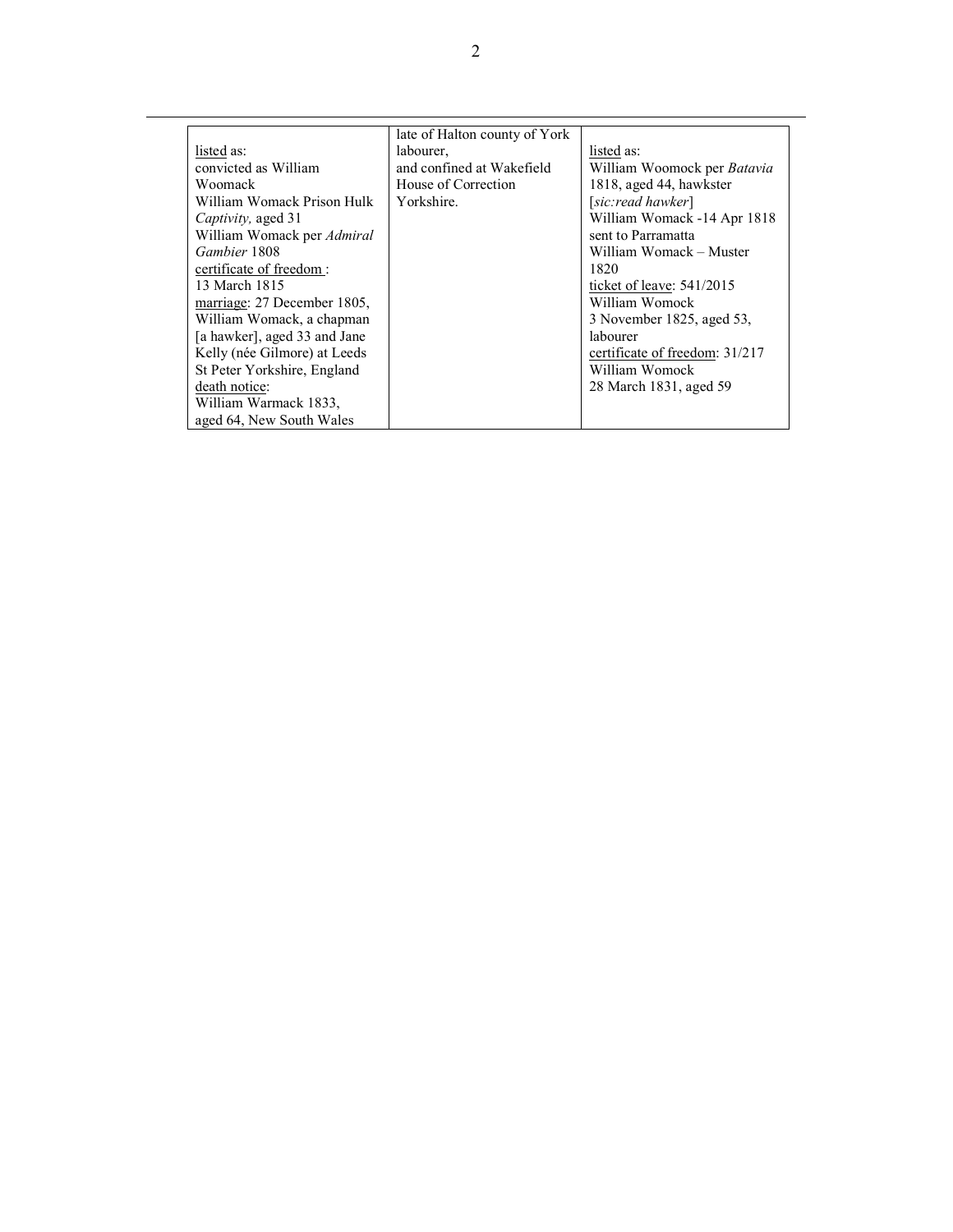| | | |
|---|---|---|
| listed as:<br>convicted as William Woomack<br>William Womack Prison Hulk *Captivity,* aged 31<br>William Womack per *Admiral Gambier* 1808<br>certificate of freedom :<br>13 March 1815<br>marriage: 27 December 1805, William Womack, a chapman [a hawker], aged 33 and Jane Kelly (née Gilmore) at Leeds St Peter Yorkshire, England<br>death notice:<br>William Warmack 1833, aged 64, New South Wales | late of Halton county of York labourer,<br>and confined at Wakefield House of Correction Yorkshire. | listed as:<br>William Woomock per *Batavia* 1818, aged 44, hawkster [*sic:read hawker*]<br>William Womack -14 Apr 1818 sent to Parramatta<br>William Womack – Muster 1820<br>ticket of leave: 541/2015<br>William Womock<br>3 November 1825, aged 53, labourer<br>certificate of freedom: 31/217<br>William Womock<br>28 March 1831, aged 59 |